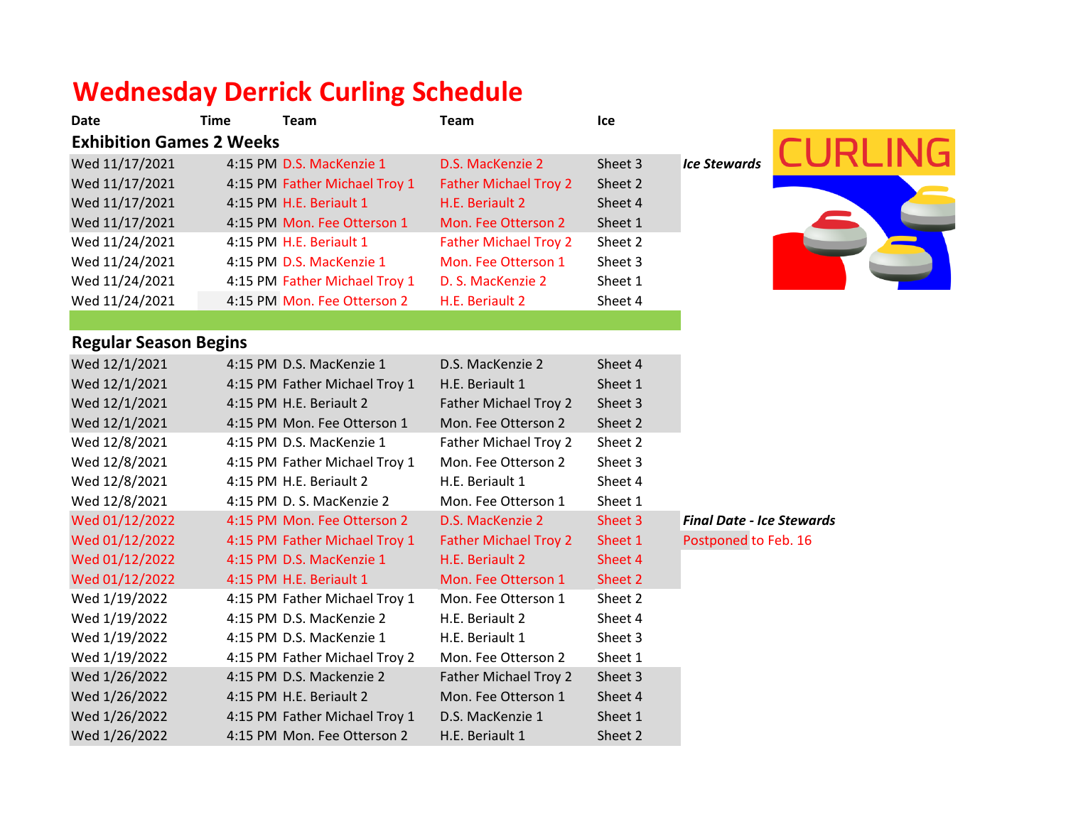# Wednesday Derrick Curling Schedule

| Date | Time | Team | Team | Ice | |
|---|---|---|---|---|---|
| **Exhibition Games 2 Weeks** | | | | | |
| Wed 11/17/2021 | 4:15 PM | D.S. MacKenzie 1 | D.S. MacKenzie 2 | Sheet 3 | ***Ice Stewards*** |
| Wed 11/17/2021 | 4:15 PM | Father Michael Troy 1 | Father Michael Troy 2 | Sheet 2 | |
| Wed 11/17/2021 | 4:15 PM | H.E. Beriault 1 | H.E. Beriault 2 | Sheet 4 | |
| Wed 11/17/2021 | 4:15 PM | Mon. Fee Otterson 1 | Mon. Fee Otterson 2 | Sheet 1 | |
| Wed 11/24/2021 | 4:15 PM | H.E. Beriault 1 | Father Michael Troy 2 | Sheet 2 | |
| Wed 11/24/2021 | 4:15 PM | D.S. MacKenzie 1 | Mon. Fee Otterson 1 | Sheet 3 | |
| Wed 11/24/2021 | 4:15 PM | Father Michael Troy 1 | D. S. MacKenzie 2 | Sheet 1 | |
| Wed 11/24/2021 | 4:15 PM | Mon. Fee Otterson 2 | H.E. Beriault 2 | Sheet 4 | |
| **Regular Season Begins** | | | | | |
| Wed 12/1/2021 | 4:15 PM | D.S. MacKenzie 1 | D.S. MacKenzie 2 | Sheet 4 | |
| Wed 12/1/2021 | 4:15 PM | Father Michael Troy 1 | H.E. Beriault 1 | Sheet 1 | |
| Wed 12/1/2021 | 4:15 PM | H.E. Beriault 2 | Father Michael Troy 2 | Sheet 3 | |
| Wed 12/1/2021 | 4:15 PM | Mon. Fee Otterson 1 | Mon. Fee Otterson 2 | Sheet 2 | |
| Wed 12/8/2021 | 4:15 PM | D.S. MacKenzie 1 | Father Michael Troy 2 | Sheet 2 | |
| Wed 12/8/2021 | 4:15 PM | Father Michael Troy 1 | Mon. Fee Otterson 2 | Sheet 3 | |
| Wed 12/8/2021 | 4:15 PM | H.E. Beriault 2 | H.E. Beriault 1 | Sheet 4 | |
| Wed 12/8/2021 | 4:15 PM | D. S. MacKenzie 2 | Mon. Fee Otterson 1 | Sheet 1 | |
| Wed 01/12/2022 | 4:15 PM | Mon. Fee Otterson 2 | D.S. MacKenzie 2 | Sheet 3 | ***Final Date - Ice Stewards*** |
| Wed 01/12/2022 | 4:15 PM | Father Michael Troy 1 | Father Michael Troy 2 | Sheet 1 | Postponed to Feb. 16 |
| Wed 01/12/2022 | 4:15 PM | D.S. MacKenzie 1 | H.E. Beriault 2 | Sheet 4 | |
| Wed 01/12/2022 | 4:15 PM | H.E. Beriault 1 | Mon. Fee Otterson 1 | Sheet 2 | |
| Wed 1/19/2022 | 4:15 PM | Father Michael Troy 1 | Mon. Fee Otterson 1 | Sheet 2 | |
| Wed 1/19/2022 | 4:15 PM | D.S. MacKenzie 2 | H.E. Beriault 2 | Sheet 4 | |
| Wed 1/19/2022 | 4:15 PM | D.S. MacKenzie 1 | H.E. Beriault 1 | Sheet 3 | |
| Wed 1/19/2022 | 4:15 PM | Father Michael Troy 2 | Mon. Fee Otterson 2 | Sheet 1 | |
| Wed 1/26/2022 | 4:15 PM | D.S. Mackenzie 2 | Father Michael Troy 2 | Sheet 3 | |
| Wed 1/26/2022 | 4:15 PM | H.E. Beriault 2 | Mon. Fee Otterson 1 | Sheet 4 | |
| Wed 1/26/2022 | 4:15 PM | Father Michael Troy 1 | D.S. MacKenzie 1 | Sheet 1 | |
| Wed 1/26/2022 | 4:15 PM | Mon. Fee Otterson 2 | H.E. Beriault 1 | Sheet 2 | |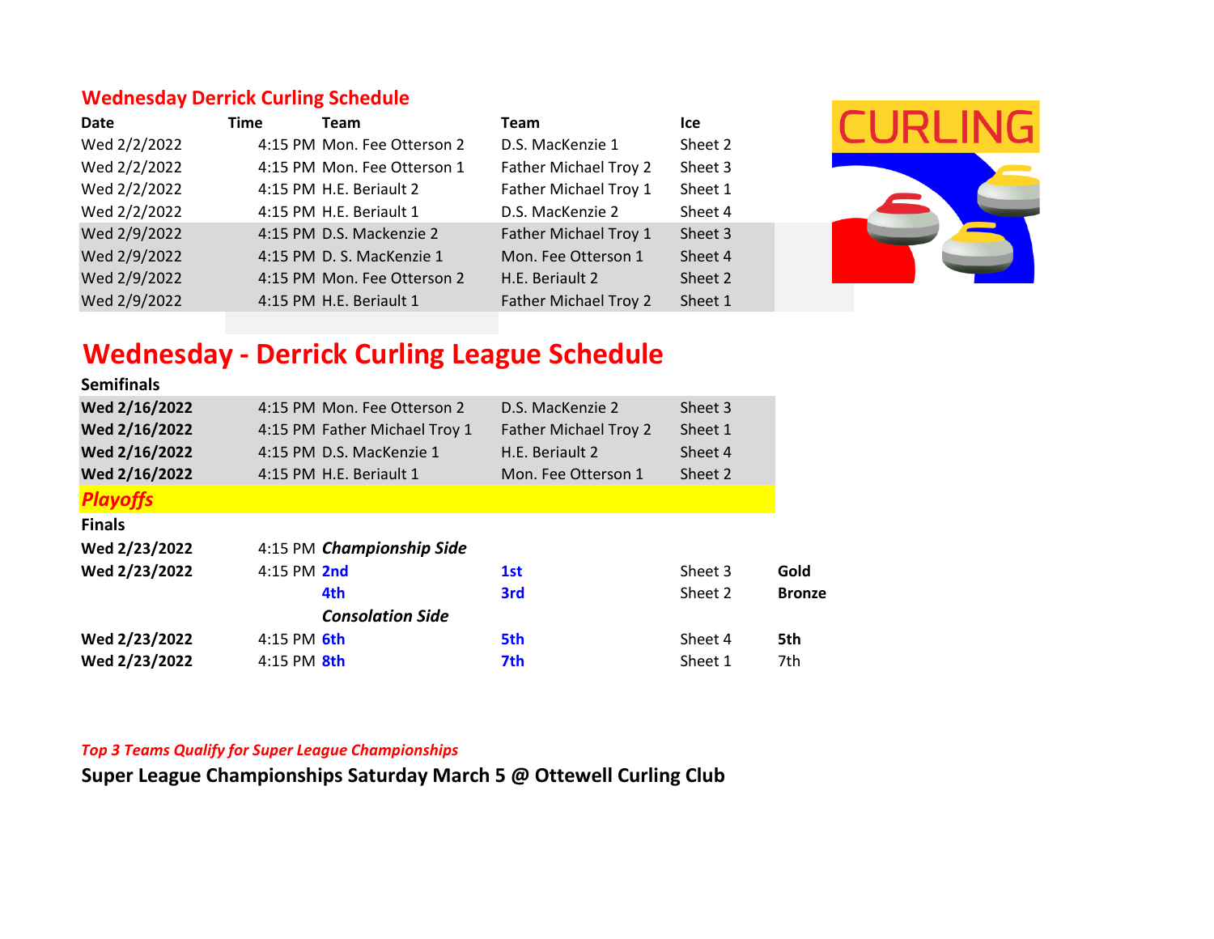## Wednesday Derrick Curling Schedule

| Date | Time | Team | Team | Ice |
|---|---|---|---|---|
| Wed 2/2/2022 | 4:15 PM | Mon. Fee Otterson 2 | D.S. MacKenzie 1 | Sheet 2 |
| Wed 2/2/2022 | 4:15 PM | Mon. Fee Otterson 1 | Father Michael Troy 2 | Sheet 3 |
| Wed 2/2/2022 | 4:15 PM | H.E. Beriault 2 | Father Michael Troy 1 | Sheet 1 |
| Wed 2/2/2022 | 4:15 PM | H.E. Beriault 1 | D.S. MacKenzie 2 | Sheet 4 |
| Wed 2/9/2022 | 4:15 PM | D.S. Mackenzie 2 | Father Michael Troy 1 | Sheet 3 |
| Wed 2/9/2022 | 4:15 PM | D. S. MacKenzie 1 | Mon. Fee Otterson 1 | Sheet 4 |
| Wed 2/9/2022 | 4:15 PM | Mon. Fee Otterson 2 | H.E. Beriault 2 | Sheet 2 |
| Wed 2/9/2022 | 4:15 PM | H.E. Beriault 1 | Father Michael Troy 2 | Sheet 1 |

CURLING

# Wednesday - Derrick Curling League Schedule

**Semifinals**

| | | | | |
|---|---|---|---|---|
| **Wed 2/16/2022** | 4:15 PM | Mon. Fee Otterson 2 | D.S. MacKenzie 2 | Sheet 3 |
| **Wed 2/16/2022** | 4:15 PM | Father Michael Troy 1 | Father Michael Troy 2 | Sheet 1 |
| **Wed 2/16/2022** | 4:15 PM | D.S. MacKenzie 1 | H.E. Beriault 2 | Sheet 4 |
| **Wed 2/16/2022** | 4:15 PM | H.E. Beriault 1 | Mon. Fee Otterson 1 | Sheet 2 |

***Playoffs***

**Finals**

| | | | | | |
|---|---|---|---|---|---|
| **Wed 2/23/2022** | 4:15 PM | ***Championship Side*** | | | |
| **Wed 2/23/2022** | 4:15 PM | **2nd** | **1st** | Sheet 3 | **Gold** |
| | | **4th** | **3rd** | Sheet 2 | **Bronze** |
| | | ***Consolation Side*** | | | |
| **Wed 2/23/2022** | 4:15 PM | **6th** | **5th** | Sheet 4 | **5th** |
| **Wed 2/23/2022** | 4:15 PM | **8th** | **7th** | Sheet 1 | 7th |

*Top 3 Teams Qualify for Super League Championships*

**Super League Championships Saturday March 5 @ Ottewell Curling Club**